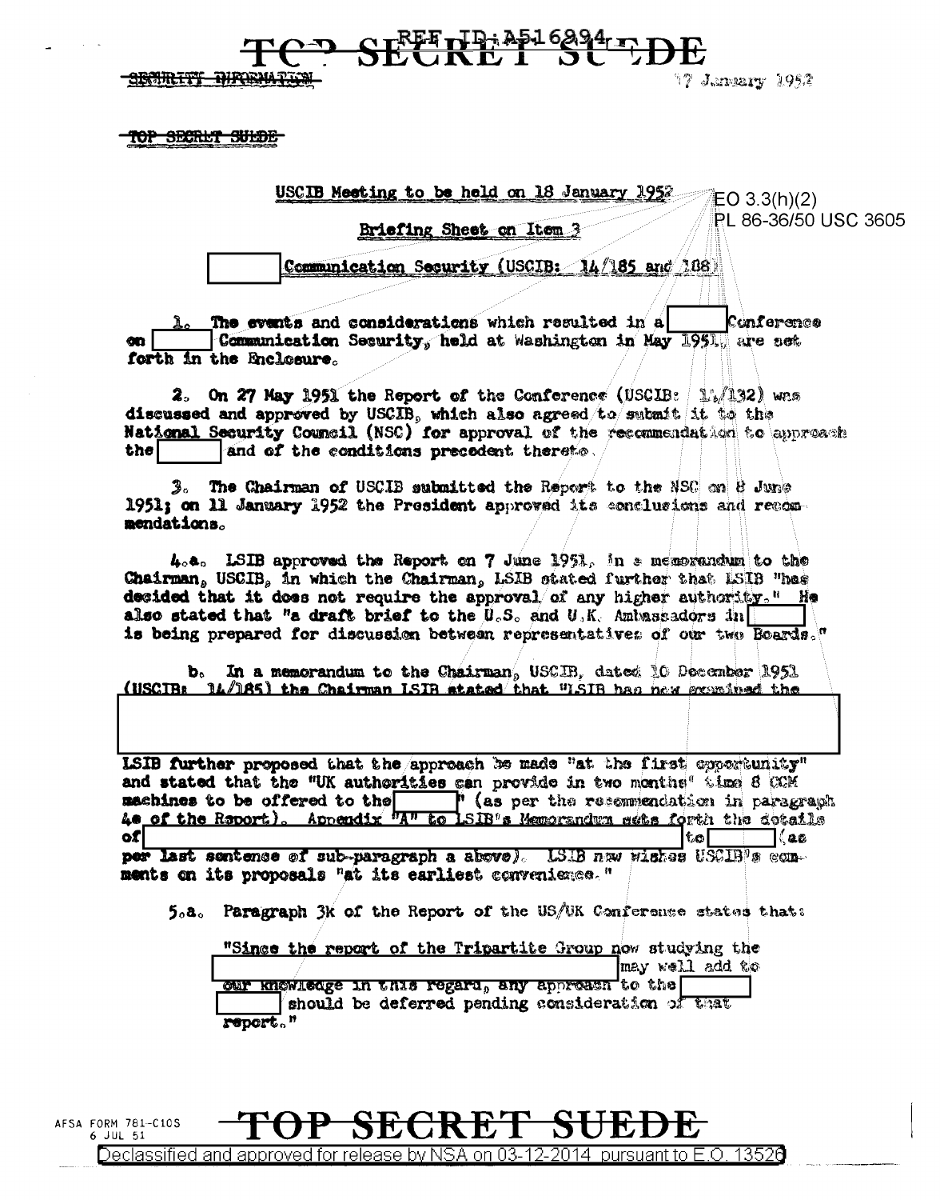TOP SECRET SUEDE

SECURITY INFORMATION

17 January 1952

TOP SECRET SUEDE

USCIB Meeting to be held on 18 January 1952

EO 3.3(h)(2)
PL 86-36/50 USC 3605

Briefing Sheet on Item 3

[ ] Communication Security (USCIB: 14/185 and 188)

1. The events and considerations which resulted in a [ ] Conference on [ ] Communication Security, held at Washington in May 1951, are set forth in the Enclosure.

2. On 27 May 1951 the Report of the Conference (USCIB: 14/132) was discussed and approved by USCIB, which also agreed to submit it to the National Security Council (NSC) for approval of the recommendation to approach the [ ] and of the conditions precedent thereto.

3. The Chairman of USCIB submitted the Report to the NSC on 8 June 1951; on 11 January 1952 the President approved its conclusions and recommendations.

4.a. LSIB approved the Report on 7 June 1951, in a memorandum to the Chairman, USCIB, in which the Chairman, LSIB stated further that LSIB "has decided that it does not require the approval of any higher authority." He also stated that "a draft brief to the U.S. and U.K. Ambassadors in [ ] is being prepared for discussion between representatives of our two Boards."

b. In a memorandum to the Chairman, USCIB, dated 10 December 1951 (USCIB: 14/185) the Chairman LSIB stated that "LSIB has now examined the [ ]

LSIB further proposed that the approach be made "at the first opportunity" and stated that the "UK authorities can provide in two months' time 8 CCM machines to be offered to the [ ]" (as per the recommendation in paragraph 4e of the Report). Appendix "A" to LSIB's Memorandum sets forth the details of [ ] to [ ] (as per last sentence of sub-paragraph a above). LSIB now wishes USCIB's comments on its proposals "at its earliest convenience."

5.a. Paragraph 3k of the Report of the US/UK Conference states that:

> "Since the report of the Tripartite Group now studying the [ ] may well add to our knowledge in this regard, any approach to the [ ] should be deferred pending consideration of that report."

AFSA FORM 781-C10S
6 JUL 51

TOP SECRET SUEDE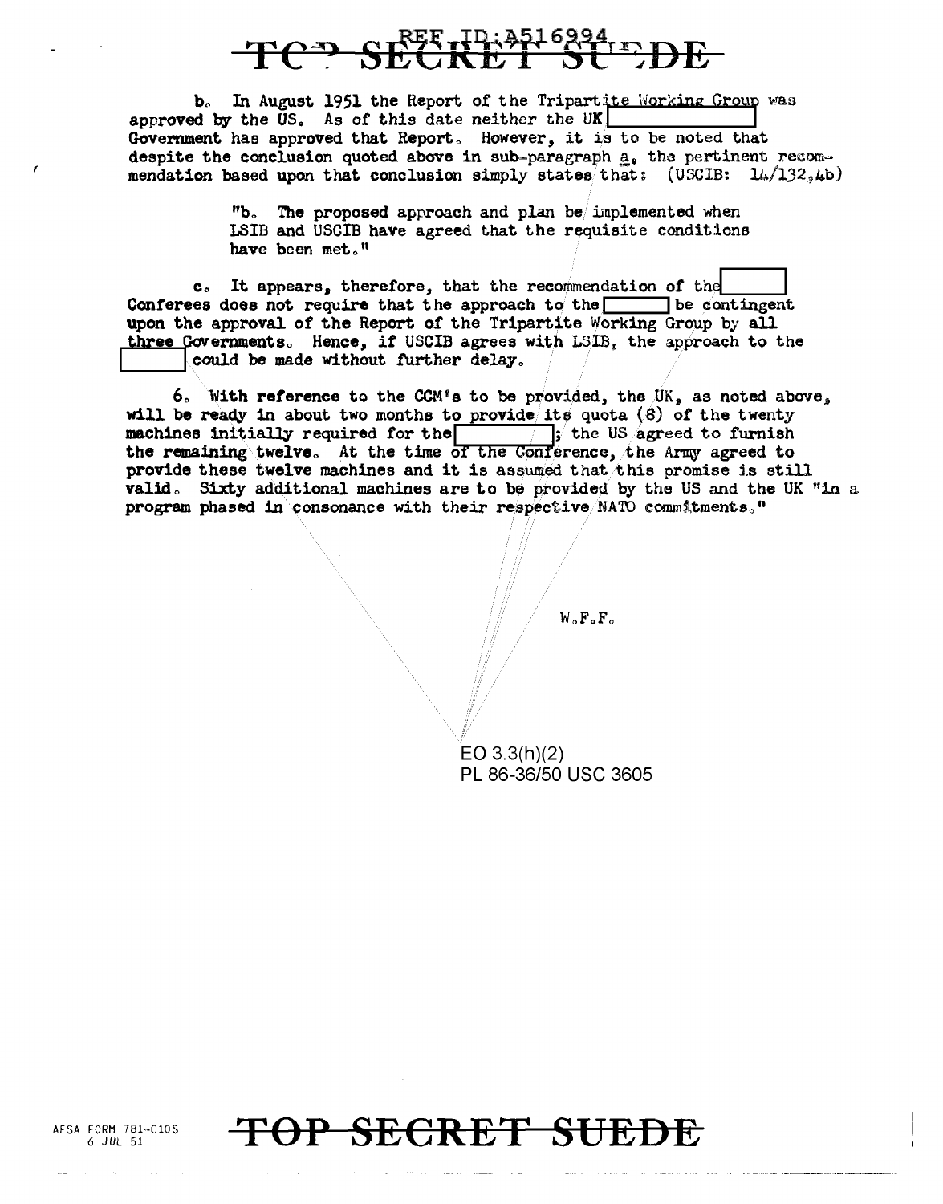b. In August 1951 the Report of the Tripartite Working Group was approved by the US. As of this date neither the UK [ ] Government has approved that Report. However, it is to be noted that despite the conclusion quoted above in sub-paragraph a, the pertinent recommendation based upon that conclusion simply states that: (USCIB: 14/132,4b)

> "b. The proposed approach and plan be implemented when LSIB and USCIB have agreed that the requisite conditions have been met."

c. It appears, therefore, that the recommendation of the [ ] Conferees does not require that the approach to the [ ] be contingent upon the approval of the Report of the Tripartite Working Group by all three Governments. Hence, if USCIB agrees with LSIB, the approach to the [ ] could be made without further delay.

6. With reference to the CCM's to be provided, the UK, as noted above, will be ready in about two months to provide its quota (8) of the twenty machines initially required for the [ ]; the US agreed to furnish the remaining twelve. At the time of the Conference, the Army agreed to provide these twelve machines and it is assumed that this promise is still valid. Sixty additional machines are to be provided by the US and the UK "in a program phased in consonance with their respective NATO commitments."

W.F.F.

EO 3.3(h)(2)
PL 86-36/50 USC 3605

AFSA FORM 781-C10S
6 JUL 51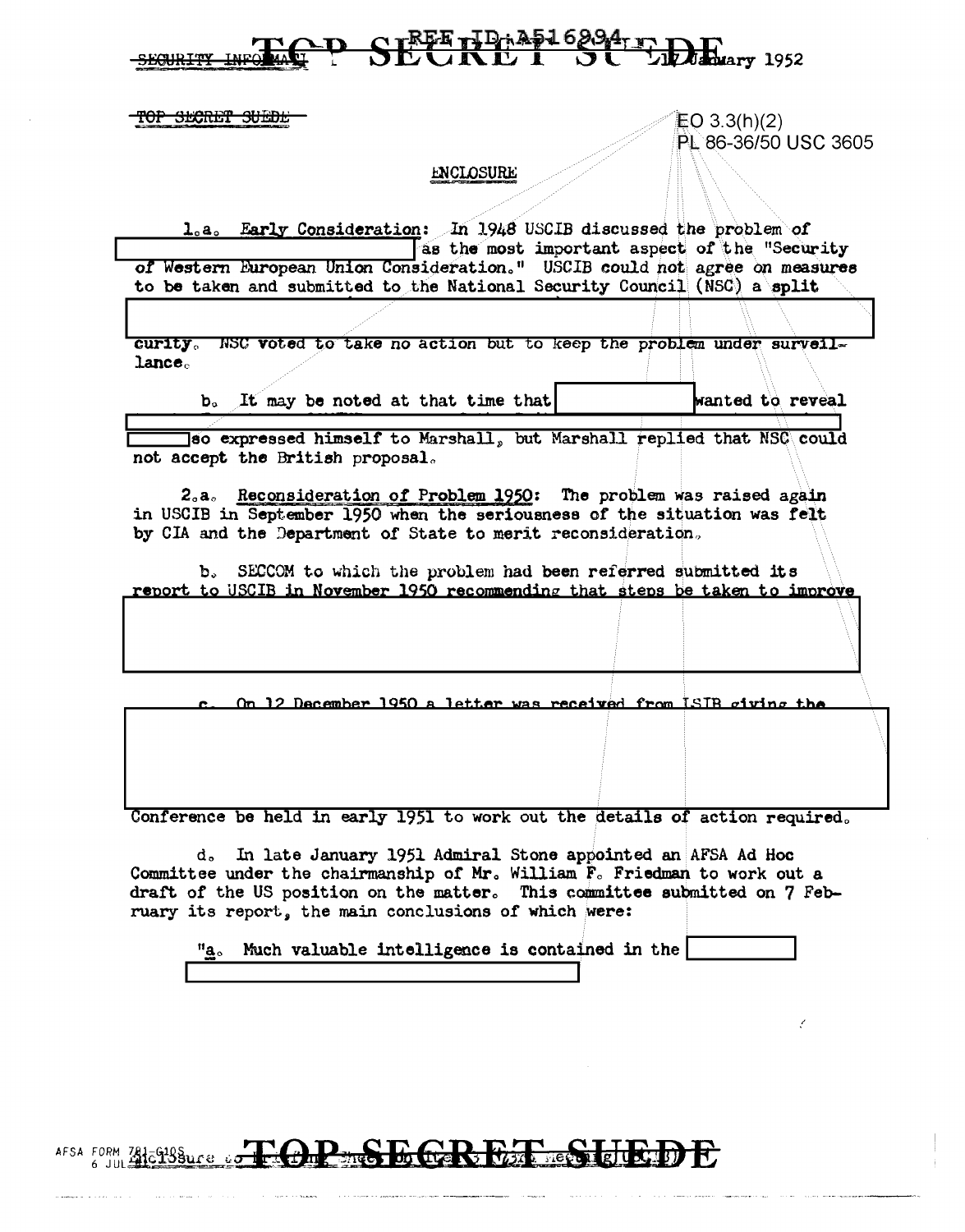TOP SECRET SUEDE

ENCLOSURE

EO 3.3(h)(2)
PL 86-36/50 USC 3605

1.a. Early Consideration: In 1948 USCIB discussed the problem of [redacted] as the most important aspect of the "Security of Western European Union Consideration." USCIB could not agree on measures to be taken and submitted to the National Security Council (NSC) a split [redacted] curity. NSC voted to take no action but to keep the problem under surveillance.

b. It may be noted at that time that [redacted] wanted to reveal [redacted] so expressed himself to Marshall, but Marshall replied that NSC could not accept the British proposal.

2.a. Reconsideration of Problem 1950: The problem was raised again in USCIB in September 1950 when the seriousness of the situation was felt by CIA and the Department of State to merit reconsideration.

b. SECCOM to which the problem had been referred submitted its report to USCIB in November 1950 recommending that steps be taken to improve [redacted]

c. On 12 December 1950 a letter was received from LSIB giving the [redacted] Conference be held in early 1951 to work out the details of action required.

d. In late January 1951 Admiral Stone appointed an AFSA Ad Hoc Committee under the chairmanship of Mr. William F. Friedman to work out a draft of the US position on the matter. This committee submitted on 7 February its report, the main conclusions of which were:

"a. Much valuable intelligence is contained in the [redacted]

TOP SECRET SUEDE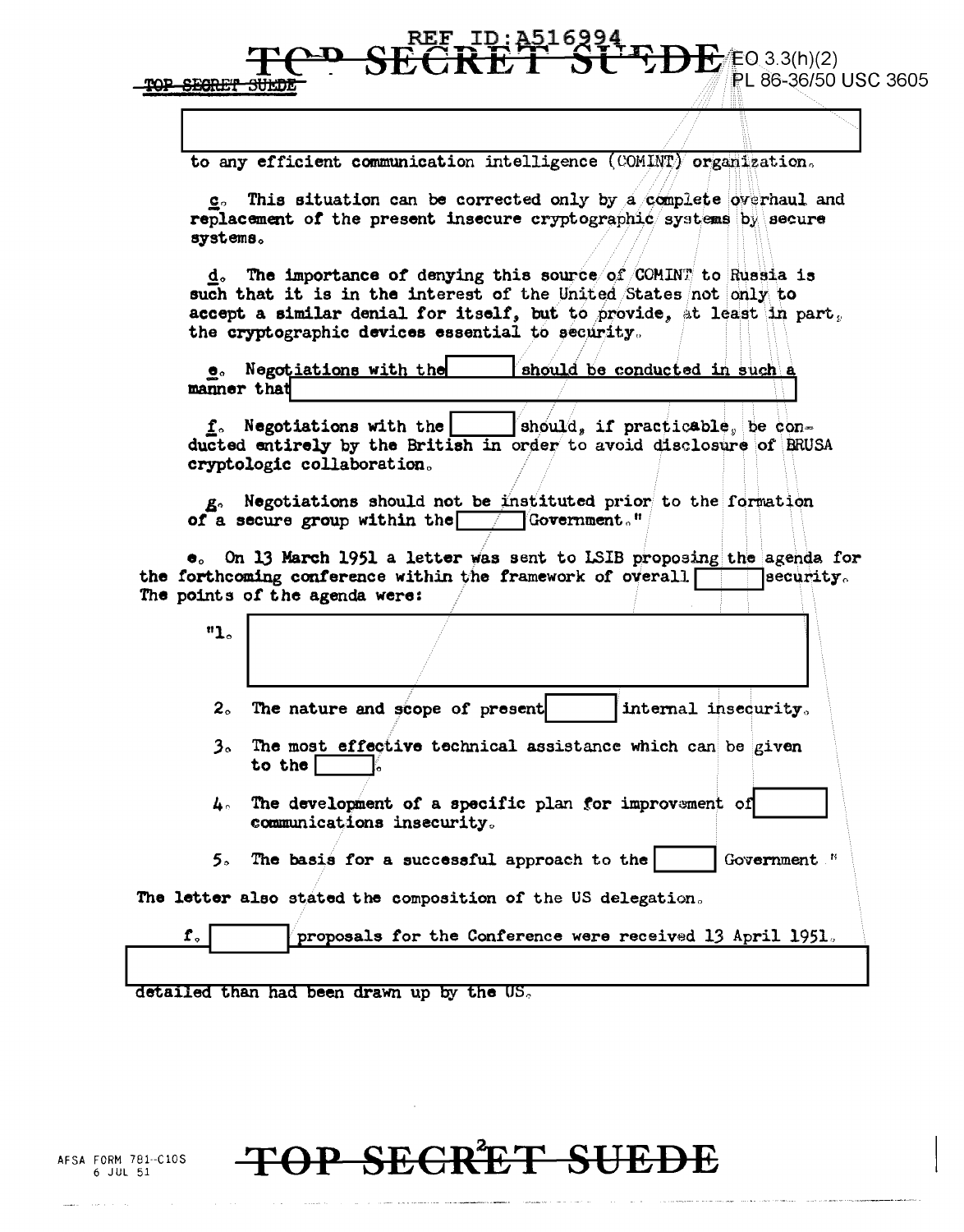to any efficient communication intelligence (COMINT) organization.

c. This situation can be corrected only by a complete overhaul and replacement of the present insecure cryptographic systems by secure systems.

d. The importance of denying this source of COMINT to Russia is such that it is in the interest of the United States not only to accept a similar denial for itself, but to provide, at least in part, the cryptographic devices essential to security.

e. Negotiations with the [redacted] should be conducted in such a manner that [redacted]

f. Negotiations with the [redacted] should, if practicable, be conducted entirely by the British in order to avoid disclosure of BRUSA cryptologic collaboration.

g. Negotiations should not be instituted prior to the formation of a secure group within the [redacted] Government."

e. On 13 March 1951 a letter was sent to LSIB proposing the agenda for the forthcoming conference within the framework of overall [redacted] security. The points of the agenda were:

"1. [redacted]

2. The nature and scope of present [redacted] internal insecurity.

3. The most effective technical assistance which can be given to the [redacted].

4. The development of a specific plan for improvement of [redacted] communications insecurity.

5. The basis for a successful approach to the [redacted] Government."

The letter also stated the composition of the US delegation.

f. [redacted] proposals for the Conference were received 13 April 1951. [redacted] detailed than had been drawn up by the US.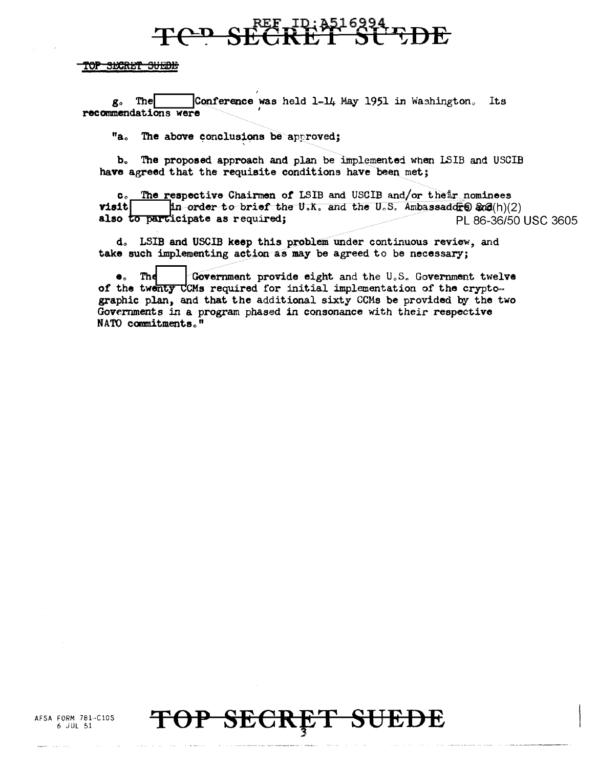TOP SECRET SUEDE

g. The [ ] Conference was held 1-14 May 1951 in Washington. Its recommendations were

"a. The above conclusions be approved;

b. The proposed approach and plan be implemented when LSIB and USCIB have agreed that the requisite conditions have been met;

c. The respective Chairmen of LSIB and USCIB and/or their nominees visit [ ] in order to brief the U.K. and the U.S. Ambassadors and also to participate as required;

EO 3.3(h)(2)
PL 86-36/50 USC 3605

d. LSIB and USCIB keep this problem under continuous review, and take such implementing action as may be agreed to be necessary;

e. The [ ] Government provide eight and the U.S. Government twelve of the twenty CCMs required for initial implementation of the cryptographic plan, and that the additional sixty CCMs be provided by the two Governments in a program phased in consonance with their respective NATO commitments."

AFSA FORM 781-C10S
6 JUL 51